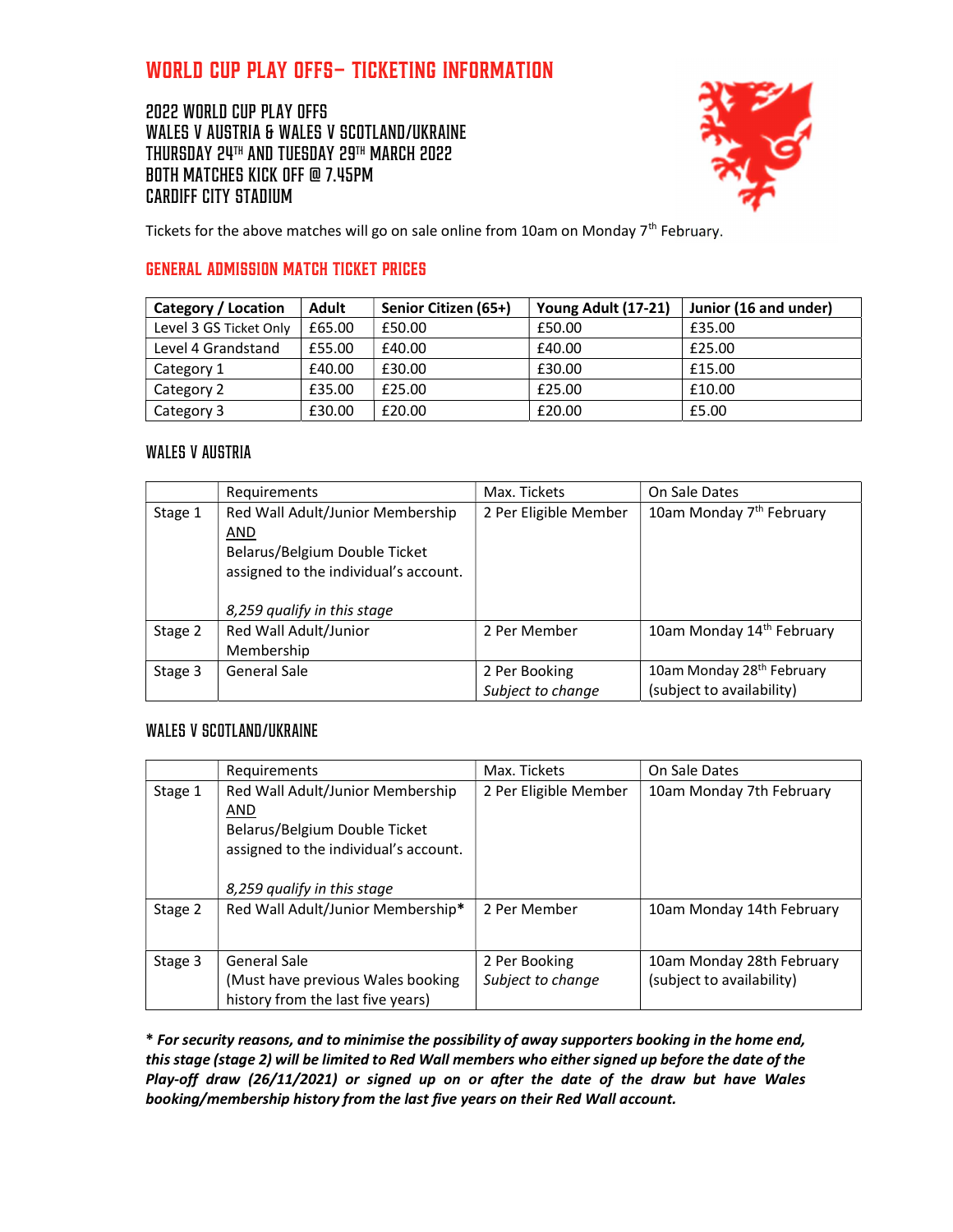# WORLD CUP PLAY OFFS– TICKETING INFORMATION

## 2022 WORLD CUP PLAY OFFS
## WALES V AUSTRIA & WALES V SCOTLAND/UKRAINE
## THURSDAY 24TH AND TUESDAY 29TH MARCH 2022
## BOTH MATCHES KICK OFF @ 7.45PM
## CARDIFF CITY STADIUM

Tickets for the above matches will go on sale online from 10am on Monday 7th February.

## GENERAL ADMISSION MATCH TICKET PRICES

| Category / Location | Adult | Senior Citizen (65+) | Young Adult (17-21) | Junior (16 and under) |
|---|---|---|---|---|
| Level 3 GS Ticket Only | £65.00 | £50.00 | £50.00 | £35.00 |
| Level 4 Grandstand | £55.00 | £40.00 | £40.00 | £25.00 |
| Category 1 | £40.00 | £30.00 | £30.00 | £15.00 |
| Category 2 | £35.00 | £25.00 | £25.00 | £10.00 |
| Category 3 | £30.00 | £20.00 | £20.00 | £5.00 |

### WALES V AUSTRIA

| | Requirements | Max. Tickets | On Sale Dates |
|---|---|---|---|
| Stage 1 | Red Wall Adult/Junior Membership AND Belarus/Belgium Double Ticket assigned to the individual's account. *8,259 qualify in this stage* | 2 Per Eligible Member | 10am Monday 7th February |
| Stage 2 | Red Wall Adult/Junior Membership | 2 Per Member | 10am Monday 14th February |
| Stage 3 | General Sale | 2 Per Booking *Subject to change* | 10am Monday 28th February (subject to availability) |

### WALES V SCOTLAND/UKRAINE

| | Requirements | Max. Tickets | On Sale Dates |
|---|---|---|---|
| Stage 1 | Red Wall Adult/Junior Membership AND Belarus/Belgium Double Ticket assigned to the individual's account. *8,259 qualify in this stage* | 2 Per Eligible Member | 10am Monday 7th February |
| Stage 2 | Red Wall Adult/Junior Membership* | 2 Per Member | 10am Monday 14th February |
| Stage 3 | General Sale (Must have previous Wales booking history from the last five years) | 2 Per Booking *Subject to change* | 10am Monday 28th February (subject to availability) |

***\* For security reasons, and to minimise the possibility of away supporters booking in the home end, this stage (stage 2) will be limited to Red Wall members who either signed up before the date of the Play-off draw (26/11/2021) or signed up on or after the date of the draw but have Wales booking/membership history from the last five years on their Red Wall account.***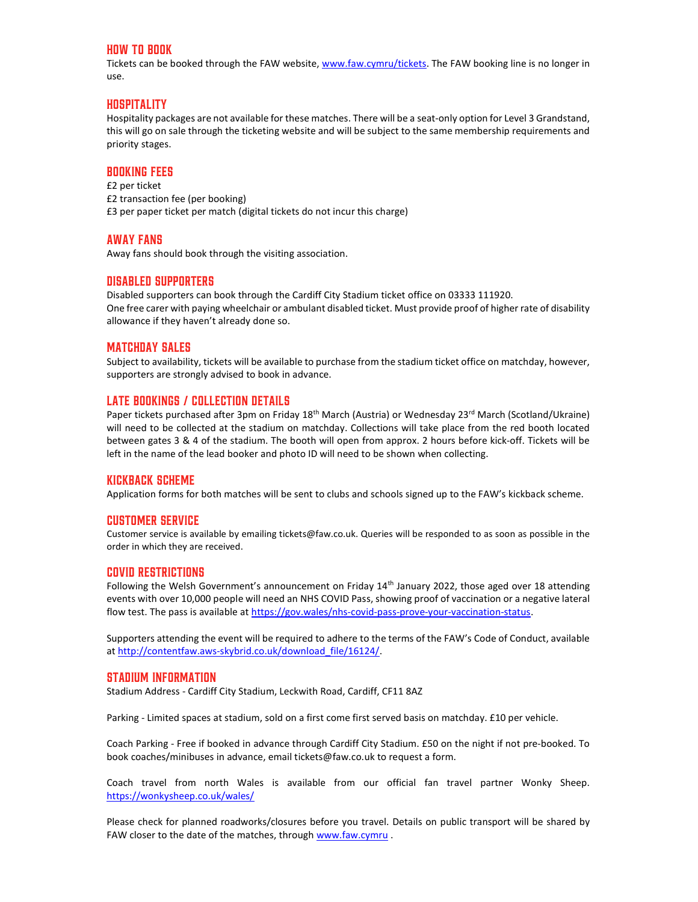## HOW TO BOOK

Tickets can be booked through the FAW website, www.faw.cymru/tickets. The FAW booking line is no longer in use.

## HOSPITALITY

Hospitality packages are not available for these matches. There will be a seat-only option for Level 3 Grandstand, this will go on sale through the ticketing website and will be subject to the same membership requirements and priority stages.

## BOOKING FEES

£2 per ticket
£2 transaction fee (per booking)
£3 per paper ticket per match (digital tickets do not incur this charge)

## AWAY FANS

Away fans should book through the visiting association.

## DISABLED SUPPORTERS

Disabled supporters can book through the Cardiff City Stadium ticket office on 03333 111920.
One free carer with paying wheelchair or ambulant disabled ticket. Must provide proof of higher rate of disability allowance if they haven't already done so.

## MATCHDAY SALES

Subject to availability, tickets will be available to purchase from the stadium ticket office on matchday, however, supporters are strongly advised to book in advance.

## LATE BOOKINGS / COLLECTION DETAILS

Paper tickets purchased after 3pm on Friday 18th March (Austria) or Wednesday 23rd March (Scotland/Ukraine) will need to be collected at the stadium on matchday. Collections will take place from the red booth located between gates 3 & 4 of the stadium. The booth will open from approx. 2 hours before kick-off. Tickets will be left in the name of the lead booker and photo ID will need to be shown when collecting.

## KICKBACK SCHEME

Application forms for both matches will be sent to clubs and schools signed up to the FAW's kickback scheme.

## CUSTOMER SERVICE

Customer service is available by emailing tickets@faw.co.uk. Queries will be responded to as soon as possible in the order in which they are received.

## COVID RESTRICTIONS

Following the Welsh Government's announcement on Friday 14th January 2022, those aged over 18 attending events with over 10,000 people will need an NHS COVID Pass, showing proof of vaccination or a negative lateral flow test. The pass is available at https://gov.wales/nhs-covid-pass-prove-your-vaccination-status.

Supporters attending the event will be required to adhere to the terms of the FAW's Code of Conduct, available at http://contentfaw.aws-skybrid.co.uk/download_file/16124/.

## STADIUM INFORMATION

Stadium Address - Cardiff City Stadium, Leckwith Road, Cardiff, CF11 8AZ

Parking - Limited spaces at stadium, sold on a first come first served basis on matchday. £10 per vehicle.

Coach Parking - Free if booked in advance through Cardiff City Stadium. £50 on the night if not pre-booked. To book coaches/minibuses in advance, email tickets@faw.co.uk to request a form.

Coach travel from north Wales is available from our official fan travel partner Wonky Sheep. https://wonkysheep.co.uk/wales/

Please check for planned roadworks/closures before you travel. Details on public transport will be shared by FAW closer to the date of the matches, through www.faw.cymru .